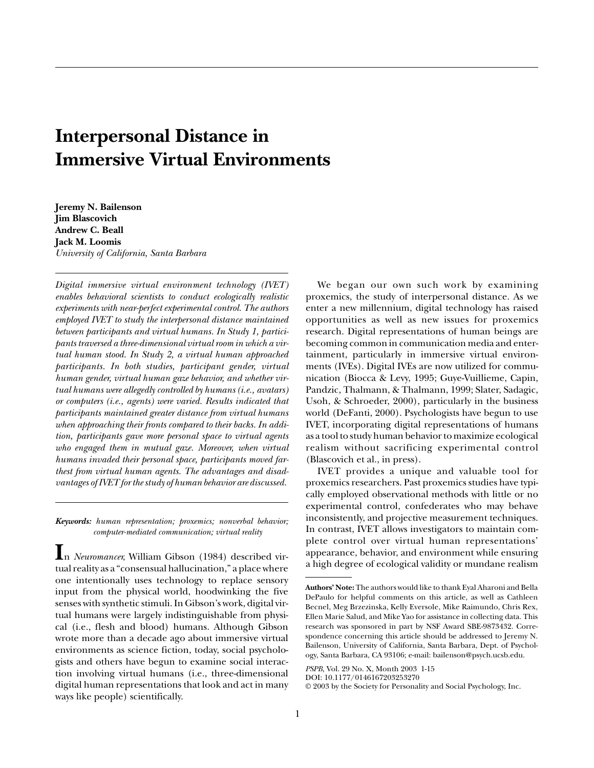# Interpersonal Distance in Immersive Virtual Environments

**Jeremy N. Bailenson**
**Jim Blascovich**
**Andrew C. Beall**
**Jack M. Loomis**
*University of California, Santa Barbara*

*Digital immersive virtual environment technology (IVET) enables behavioral scientists to conduct ecologically realistic experiments with near-perfect experimental control. The authors employed IVET to study the interpersonal distance maintained between participants and virtual humans. In Study 1, participants traversed a three-dimensional virtual room in which a virtual human stood. In Study 2, a virtual human approached participants. In both studies, participant gender, virtual human gender, virtual human gaze behavior, and whether virtual humans were allegedly controlled by humans (i.e., avatars) or computers (i.e., agents) were varied. Results indicated that participants maintained greater distance from virtual humans when approaching their fronts compared to their backs. In addition, participants gave more personal space to virtual agents who engaged them in mutual gaze. Moreover, when virtual humans invaded their personal space, participants moved farthest from virtual human agents. The advantages and disadvantages of IVET for the study of human behavior are discussed.*

***Keywords:*** *human representation; proxemics; nonverbal behavior; computer-mediated communication; virtual reality*

In *Neuromancer,* William Gibson (1984) described virtual reality as a "consensual hallucination," a place where one intentionally uses technology to replace sensory input from the physical world, hoodwinking the five senses with synthetic stimuli. In Gibson's work, digital virtual humans were largely indistinguishable from physical (i.e., flesh and blood) humans. Although Gibson wrote more than a decade ago about immersive virtual environments as science fiction, today, social psychologists and others have begun to examine social interaction involving virtual humans (i.e., three-dimensional digital human representations that look and act in many ways like people) scientifically.

We began our own such work by examining proxemics, the study of interpersonal distance. As we enter a new millennium, digital technology has raised opportunities as well as new issues for proxemics research. Digital representations of human beings are becoming common in communication media and entertainment, particularly in immersive virtual environments (IVEs). Digital IVEs are now utilized for communication (Biocca & Levy, 1995; Guye-Vuillieme, Capin, Pandzic, Thalmann, & Thalmann, 1999; Slater, Sadagic, Usoh, & Schroeder, 2000), particularly in the business world (DeFanti, 2000). Psychologists have begun to use IVET, incorporating digital representations of humans as a tool to study human behavior to maximize ecological realism without sacrificing experimental control (Blascovich et al., in press).

IVET provides a unique and valuable tool for proxemics researchers. Past proxemics studies have typically employed observational methods with little or no experimental control, confederates who may behave inconsistently, and projective measurement techniques. In contrast, IVET allows investigators to maintain complete control over virtual human representations' appearance, behavior, and environment while ensuring a high degree of ecological validity or mundane realism

**Authors' Note:** The authors would like to thank Eyal Aharoni and Bella DePaulo for helpful comments on this article, as well as Cathleen Becnel, Meg Brzezinska, Kelly Eversole, Mike Raimundo, Chris Rex, Ellen Marie Salud, and Mike Yao for assistance in collecting data. This research was sponsored in part by NSF Award SBE-9873432. Correspondence concerning this article should be addressed to Jeremy N. Bailenson, University of California, Santa Barbara, Dept. of Psychology, Santa Barbara, CA 93106; e-mail: bailenson@psych.ucsb.edu.

*PSPB,* Vol. 29 No. X, Month 2003 1-15
DOI: 10.1177/0146167203253270
© 2003 by the Society for Personality and Social Psychology, Inc.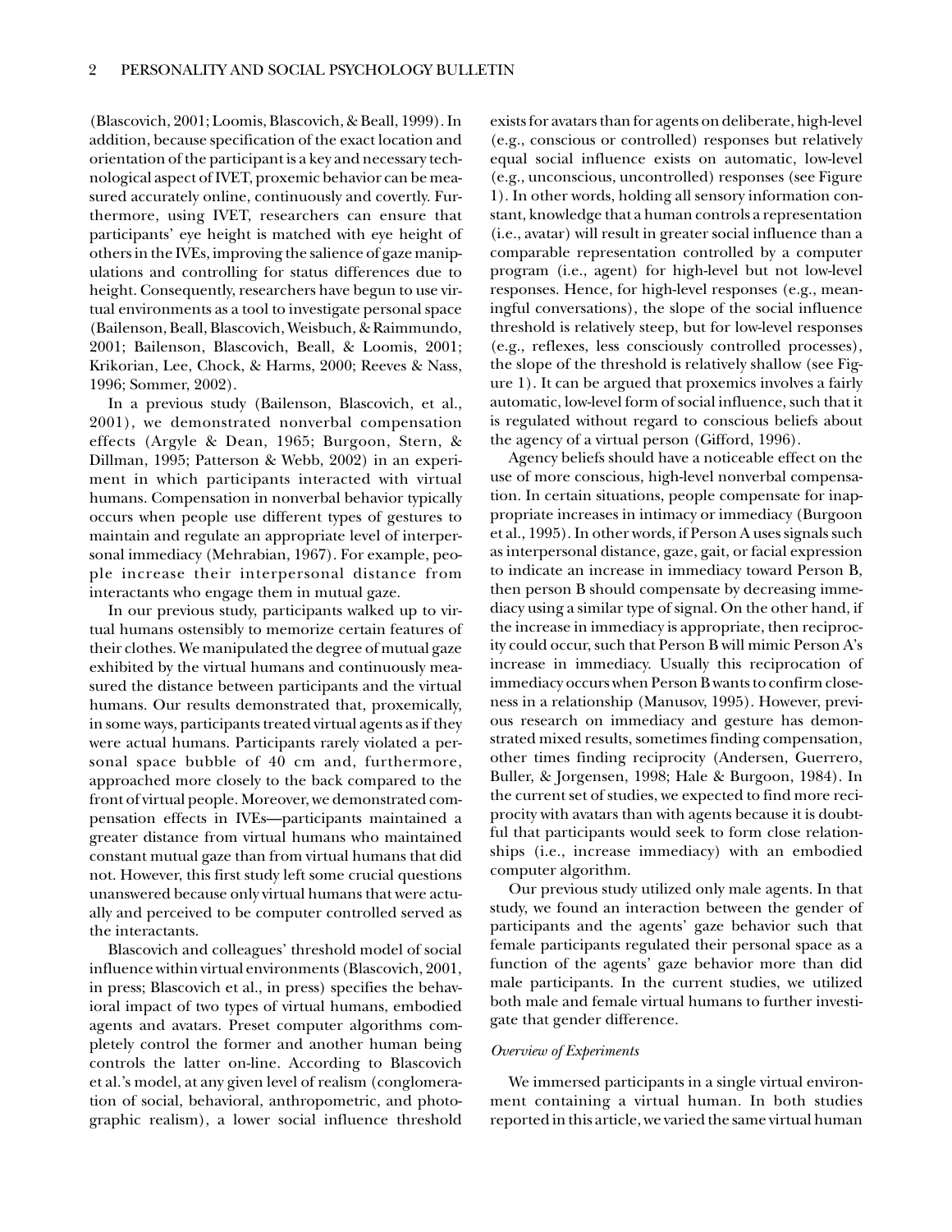(Blascovich, 2001; Loomis, Blascovich, & Beall, 1999). In addition, because specification of the exact location and orientation of the participant is a key and necessary technological aspect of IVET, proxemic behavior can be measured accurately online, continuously and covertly. Furthermore, using IVET, researchers can ensure that participants' eye height is matched with eye height of others in the IVEs, improving the salience of gaze manipulations and controlling for status differences due to height. Consequently, researchers have begun to use virtual environments as a tool to investigate personal space (Bailenson, Beall, Blascovich, Weisbuch, & Raimmundo, 2001; Bailenson, Blascovich, Beall, & Loomis, 2001; Krikorian, Lee, Chock, & Harms, 2000; Reeves & Nass, 1996; Sommer, 2002).

In a previous study (Bailenson, Blascovich, et al., 2001), we demonstrated nonverbal compensation effects (Argyle & Dean, 1965; Burgoon, Stern, & Dillman, 1995; Patterson & Webb, 2002) in an experiment in which participants interacted with virtual humans. Compensation in nonverbal behavior typically occurs when people use different types of gestures to maintain and regulate an appropriate level of interpersonal immediacy (Mehrabian, 1967). For example, people increase their interpersonal distance from interactants who engage them in mutual gaze.

In our previous study, participants walked up to virtual humans ostensibly to memorize certain features of their clothes. We manipulated the degree of mutual gaze exhibited by the virtual humans and continuously measured the distance between participants and the virtual humans. Our results demonstrated that, proxemically, in some ways, participants treated virtual agents as if they were actual humans. Participants rarely violated a personal space bubble of 40 cm and, furthermore, approached more closely to the back compared to the front of virtual people. Moreover, we demonstrated compensation effects in IVEs—participants maintained a greater distance from virtual humans who maintained constant mutual gaze than from virtual humans that did not. However, this first study left some crucial questions unanswered because only virtual humans that were actually and perceived to be computer controlled served as the interactants.

Blascovich and colleagues' threshold model of social influence within virtual environments (Blascovich, 2001, in press; Blascovich et al., in press) specifies the behavioral impact of two types of virtual humans, embodied agents and avatars. Preset computer algorithms completely control the former and another human being controls the latter on-line. According to Blascovich et al.'s model, at any given level of realism (conglomeration of social, behavioral, anthropometric, and photographic realism), a lower social influence threshold exists for avatars than for agents on deliberate, high-level (e.g., conscious or controlled) responses but relatively equal social influence exists on automatic, low-level (e.g., unconscious, uncontrolled) responses (see Figure 1). In other words, holding all sensory information constant, knowledge that a human controls a representation (i.e., avatar) will result in greater social influence than a comparable representation controlled by a computer program (i.e., agent) for high-level but not low-level responses. Hence, for high-level responses (e.g., meaningful conversations), the slope of the social influence threshold is relatively steep, but for low-level responses (e.g., reflexes, less consciously controlled processes), the slope of the threshold is relatively shallow (see Figure 1). It can be argued that proxemics involves a fairly automatic, low-level form of social influence, such that it is regulated without regard to conscious beliefs about the agency of a virtual person (Gifford, 1996).

Agency beliefs should have a noticeable effect on the use of more conscious, high-level nonverbal compensation. In certain situations, people compensate for inappropriate increases in intimacy or immediacy (Burgoon et al., 1995). In other words, if Person A uses signals such as interpersonal distance, gaze, gait, or facial expression to indicate an increase in immediacy toward Person B, then person B should compensate by decreasing immediacy using a similar type of signal. On the other hand, if the increase in immediacy is appropriate, then reciprocity could occur, such that Person B will mimic Person A's increase in immediacy. Usually this reciprocation of immediacy occurs when Person B wants to confirm closeness in a relationship (Manusov, 1995). However, previous research on immediacy and gesture has demonstrated mixed results, sometimes finding compensation, other times finding reciprocity (Andersen, Guerrero, Buller, & Jorgensen, 1998; Hale & Burgoon, 1984). In the current set of studies, we expected to find more reciprocity with avatars than with agents because it is doubtful that participants would seek to form close relationships (i.e., increase immediacy) with an embodied computer algorithm.

Our previous study utilized only male agents. In that study, we found an interaction between the gender of participants and the agents' gaze behavior such that female participants regulated their personal space as a function of the agents' gaze behavior more than did male participants. In the current studies, we utilized both male and female virtual humans to further investigate that gender difference.

### *Overview of Experiments*

We immersed participants in a single virtual environment containing a virtual human. In both studies reported in this article, we varied the same virtual human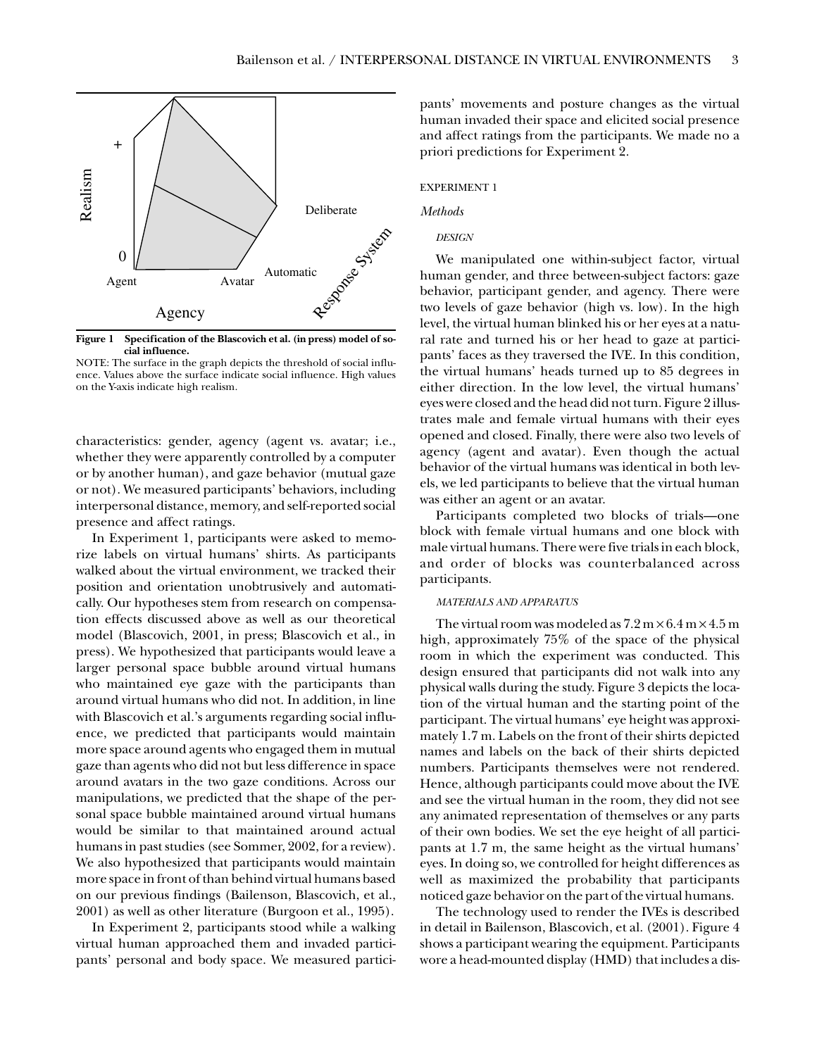Figure 1 Specification of the Blascovich et al. (in press) model of social influence.

NOTE: The surface in the graph depicts the threshold of social influence. Values above the surface indicate social influence. High values on the Y-axis indicate high realism.

characteristics: gender, agency (agent vs. avatar; i.e., whether they were apparently controlled by a computer or by another human), and gaze behavior (mutual gaze or not). We measured participants' behaviors, including interpersonal distance, memory, and self-reported social presence and affect ratings.

In Experiment 1, participants were asked to memorize labels on virtual humans' shirts. As participants walked about the virtual environment, we tracked their position and orientation unobtrusively and automatically. Our hypotheses stem from research on compensation effects discussed above as well as our theoretical model (Blascovich, 2001, in press; Blascovich et al., in press). We hypothesized that participants would leave a larger personal space bubble around virtual humans who maintained eye gaze with the participants than around virtual humans who did not. In addition, in line with Blascovich et al.'s arguments regarding social influence, we predicted that participants would maintain more space around agents who engaged them in mutual gaze than agents who did not but less difference in space around avatars in the two gaze conditions. Across our manipulations, we predicted that the shape of the personal space bubble maintained around virtual humans would be similar to that maintained around actual humans in past studies (see Sommer, 2002, for a review). We also hypothesized that participants would maintain more space in front of than behind virtual humans based on our previous findings (Bailenson, Blascovich, et al., 2001) as well as other literature (Burgoon et al., 1995).

In Experiment 2, participants stood while a walking virtual human approached them and invaded participants' personal and body space. We measured participants' movements and posture changes as the virtual human invaded their space and elicited social presence and affect ratings from the participants. We made no a priori predictions for Experiment 2.

## EXPERIMENT 1

### *Methods*

#### *DESIGN*

We manipulated one within-subject factor, virtual human gender, and three between-subject factors: gaze behavior, participant gender, and agency. There were two levels of gaze behavior (high vs. low). In the high level, the virtual human blinked his or her eyes at a natural rate and turned his or her head to gaze at participants' faces as they traversed the IVE. In this condition, the virtual humans' heads turned up to 85 degrees in either direction. In the low level, the virtual humans' eyes were closed and the head did not turn. Figure 2 illustrates male and female virtual humans with their eyes opened and closed. Finally, there were also two levels of agency (agent and avatar). Even though the actual behavior of the virtual humans was identical in both levels, we led participants to believe that the virtual human was either an agent or an avatar.

Participants completed two blocks of trials—one block with female virtual humans and one block with male virtual humans. There were five trials in each block, and order of blocks was counterbalanced across participants.

#### *MATERIALS AND APPARATUS*

The virtual room was modeled as 7.2 m × 6.4 m × 4.5 m high, approximately 75% of the space of the physical room in which the experiment was conducted. This design ensured that participants did not walk into any physical walls during the study. Figure 3 depicts the location of the virtual human and the starting point of the participant. The virtual humans' eye height was approximately 1.7 m. Labels on the front of their shirts depicted names and labels on the back of their shirts depicted numbers. Participants themselves were not rendered. Hence, although participants could move about the IVE and see the virtual human in the room, they did not see any animated representation of themselves or any parts of their own bodies. We set the eye height of all participants at 1.7 m, the same height as the virtual humans' eyes. In doing so, we controlled for height differences as well as maximized the probability that participants noticed gaze behavior on the part of the virtual humans.

The technology used to render the IVEs is described in detail in Bailenson, Blascovich, et al. (2001). Figure 4 shows a participant wearing the equipment. Participants wore a head-mounted display (HMD) that includes a dis-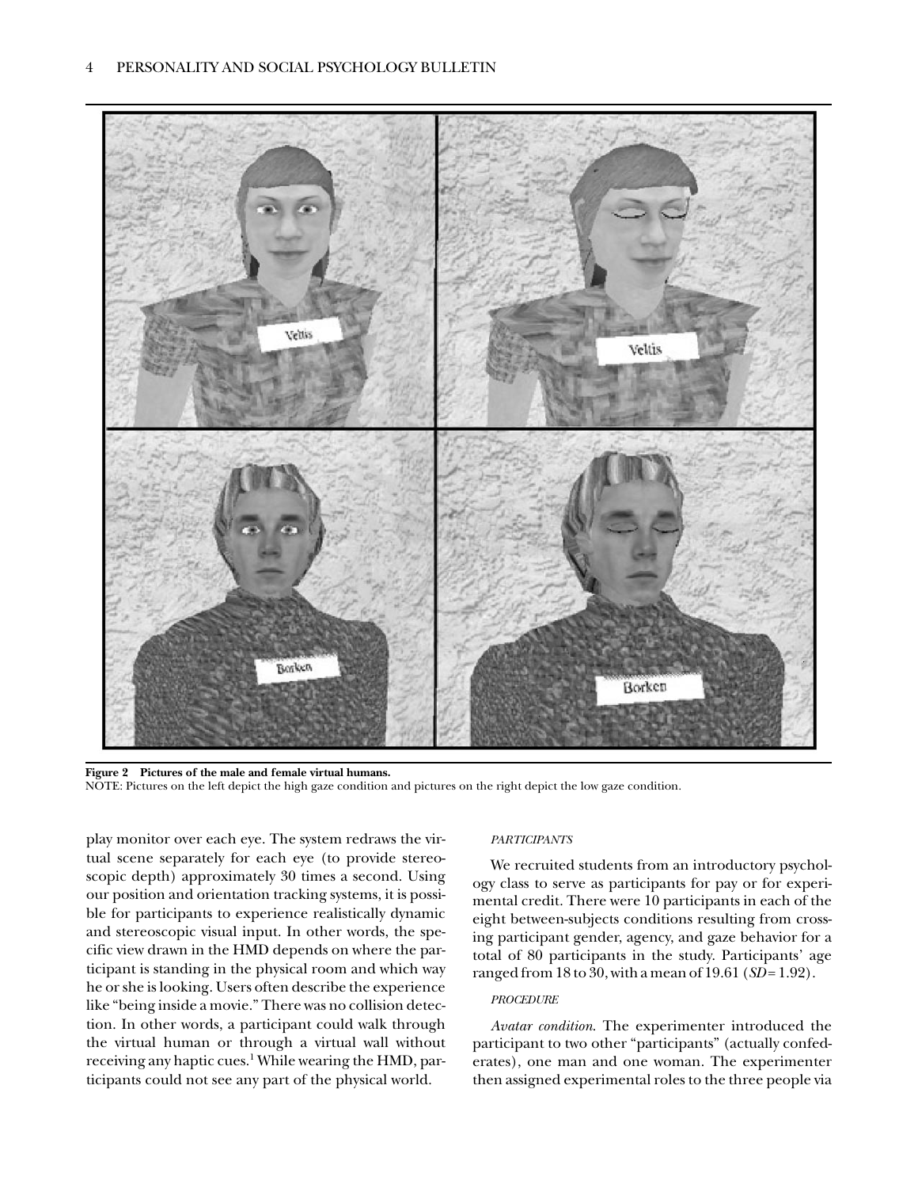**Figure 2 Pictures of the male and female virtual humans.**
NOTE: Pictures on the left depict the high gaze condition and pictures on the right depict the low gaze condition.

play monitor over each eye. The system redraws the virtual scene separately for each eye (to provide stereoscopic depth) approximately 30 times a second. Using our position and orientation tracking systems, it is possible for participants to experience realistically dynamic and stereoscopic visual input. In other words, the specific view drawn in the HMD depends on where the participant is standing in the physical room and which way he or she is looking. Users often describe the experience like "being inside a movie." There was no collision detection. In other words, a participant could walk through the virtual human or through a virtual wall without receiving any haptic cues.[1] While wearing the HMD, participants could not see any part of the physical world.

*PARTICIPANTS*

We recruited students from an introductory psychology class to serve as participants for pay or for experimental credit. There were 10 participants in each of the eight between-subjects conditions resulting from crossing participant gender, agency, and gaze behavior for a total of 80 participants in the study. Participants' age ranged from 18 to 30, with a mean of 19.61 ($SD$ = 1.92).

*PROCEDURE*

*Avatar condition.* The experimenter introduced the participant to two other "participants" (actually confederates), one man and one woman. The experimenter then assigned experimental roles to the three people via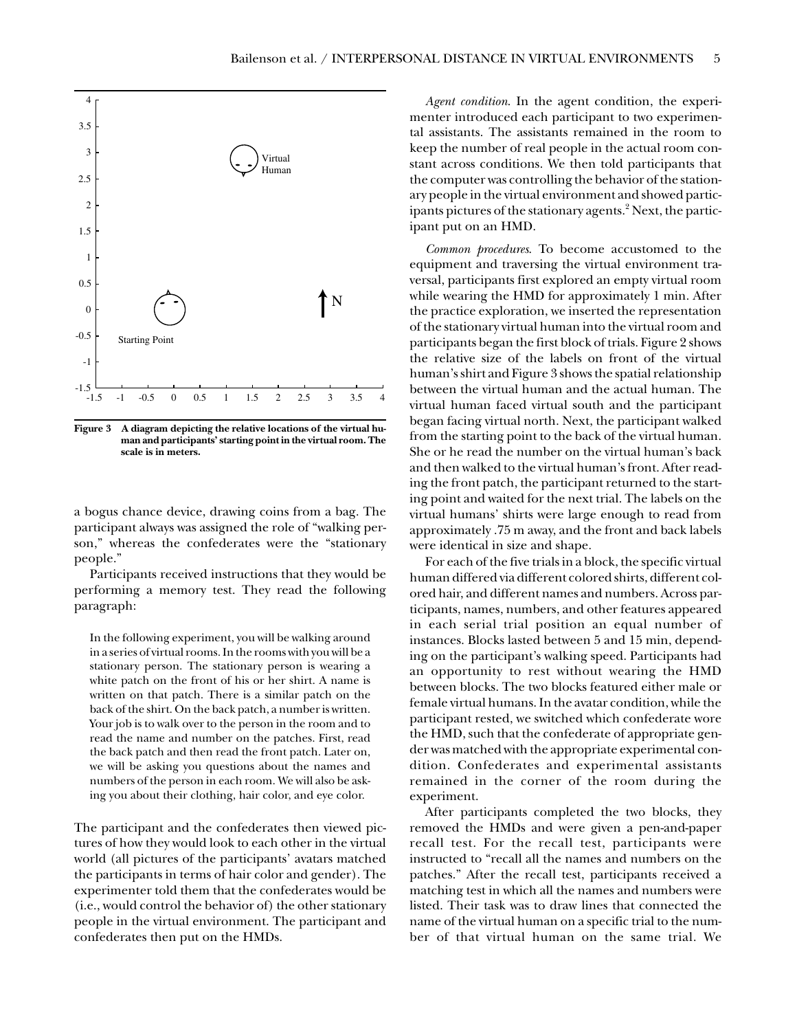Figure 3 A diagram depicting the relative locations of the virtual human and participants' starting point in the virtual room. The scale is in meters.

a bogus chance device, drawing coins from a bag. The participant always was assigned the role of "walking person," whereas the confederates were the "stationary people."

Participants received instructions that they would be performing a memory test. They read the following paragraph:

> In the following experiment, you will be walking around in a series of virtual rooms. In the rooms with you will be a stationary person. The stationary person is wearing a white patch on the front of his or her shirt. A name is written on that patch. There is a similar patch on the back of the shirt. On the back patch, a number is written. Your job is to walk over to the person in the room and to read the name and number on the patches. First, read the back patch and then read the front patch. Later on, we will be asking you questions about the names and numbers of the person in each room. We will also be asking you about their clothing, hair color, and eye color.

The participant and the confederates then viewed pictures of how they would look to each other in the virtual world (all pictures of the participants' avatars matched the participants in terms of hair color and gender). The experimenter told them that the confederates would be (i.e., would control the behavior of) the other stationary people in the virtual environment. The participant and confederates then put on the HMDs.

*Agent condition*. In the agent condition, the experimenter introduced each participant to two experimental assistants. The assistants remained in the room to keep the number of real people in the actual room constant across conditions. We then told participants that the computer was controlling the behavior of the stationary people in the virtual environment and showed participants pictures of the stationary agents.[2] Next, the participant put on an HMD.

*Common procedures*. To become accustomed to the equipment and traversing the virtual environment traversal, participants first explored an empty virtual room while wearing the HMD for approximately 1 min. After the practice exploration, we inserted the representation of the stationary virtual human into the virtual room and participants began the first block of trials. Figure 2 shows the relative size of the labels on front of the virtual human's shirt and Figure 3 shows the spatial relationship between the virtual human and the actual human. The virtual human faced virtual south and the participant began facing virtual north. Next, the participant walked from the starting point to the back of the virtual human. She or he read the number on the virtual human's back and then walked to the virtual human's front. After reading the front patch, the participant returned to the starting point and waited for the next trial. The labels on the virtual humans' shirts were large enough to read from approximately .75 m away, and the front and back labels were identical in size and shape.

For each of the five trials in a block, the specific virtual human differed via different colored shirts, different colored hair, and different names and numbers. Across participants, names, numbers, and other features appeared in each serial trial position an equal number of instances. Blocks lasted between 5 and 15 min, depending on the participant's walking speed. Participants had an opportunity to rest without wearing the HMD between blocks. The two blocks featured either male or female virtual humans. In the avatar condition, while the participant rested, we switched which confederate wore the HMD, such that the confederate of appropriate gender was matched with the appropriate experimental condition. Confederates and experimental assistants remained in the corner of the room during the experiment.

After participants completed the two blocks, they removed the HMDs and were given a pen-and-paper recall test. For the recall test, participants were instructed to "recall all the names and numbers on the patches." After the recall test, participants received a matching test in which all the names and numbers were listed. Their task was to draw lines that connected the name of the virtual human on a specific trial to the number of that virtual human on the same trial. We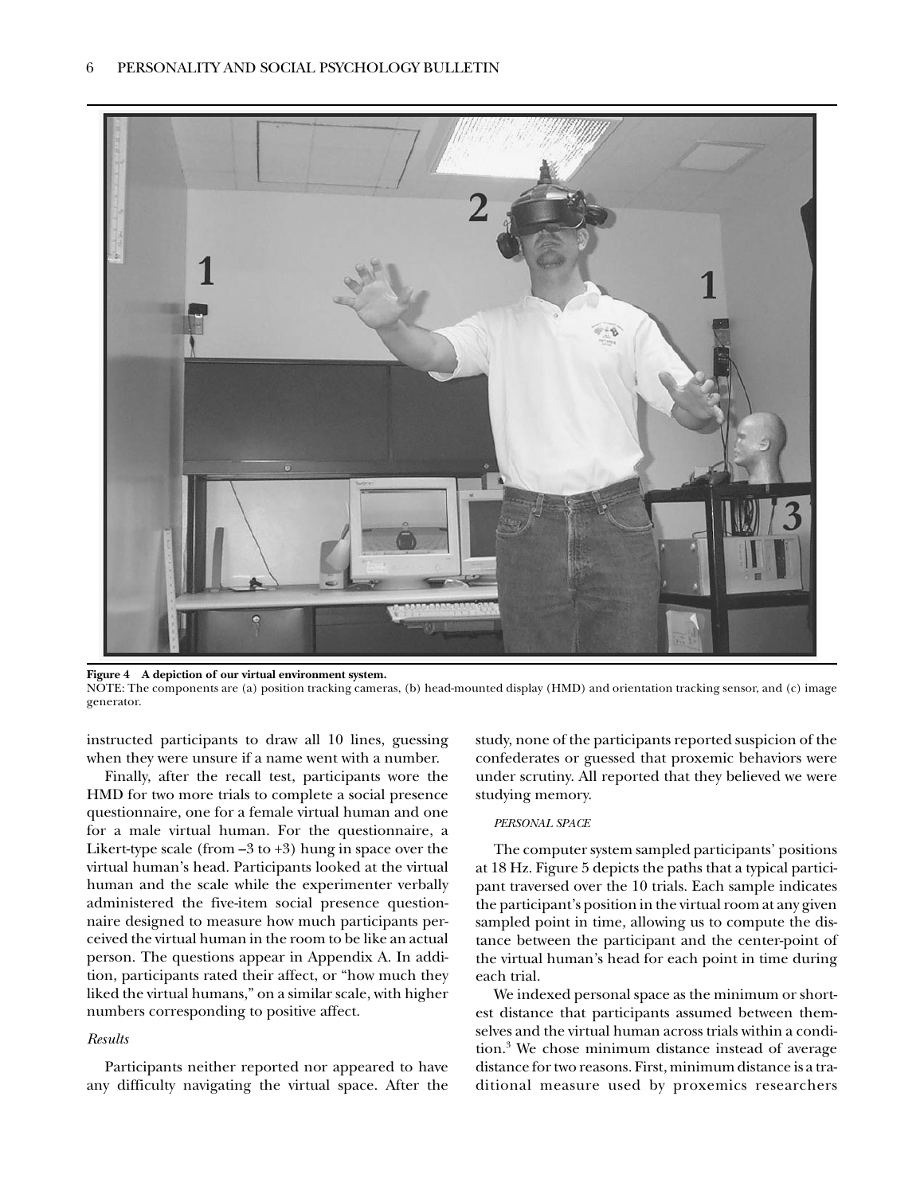**Figure 4 A depiction of our virtual environment system.**
NOTE: The components are (a) position tracking cameras, (b) head-mounted display (HMD) and orientation tracking sensor, and (c) image generator.

instructed participants to draw all 10 lines, guessing when they were unsure if a name went with a number.

Finally, after the recall test, participants wore the HMD for two more trials to complete a social presence questionnaire, one for a female virtual human and one for a male virtual human. For the questionnaire, a Likert-type scale (from –3 to +3) hung in space over the virtual human's head. Participants looked at the virtual human and the scale while the experimenter verbally administered the five-item social presence questionnaire designed to measure how much participants perceived the virtual human in the room to be like an actual person. The questions appear in Appendix A. In addition, participants rated their affect, or "how much they liked the virtual humans," on a similar scale, with higher numbers corresponding to positive affect.

### *Results*

Participants neither reported nor appeared to have any difficulty navigating the virtual space. After the study, none of the participants reported suspicion of the confederates or guessed that proxemic behaviors were under scrutiny. All reported that they believed we were studying memory.

#### *PERSONAL SPACE*

The computer system sampled participants' positions at 18 Hz. Figure 5 depicts the paths that a typical participant traversed over the 10 trials. Each sample indicates the participant's position in the virtual room at any given sampled point in time, allowing us to compute the distance between the participant and the center-point of the virtual human's head for each point in time during each trial.

We indexed personal space as the minimum or shortest distance that participants assumed between themselves and the virtual human across trials within a condition.[3] We chose minimum distance instead of average distance for two reasons. First, minimum distance is a traditional measure used by proxemics researchers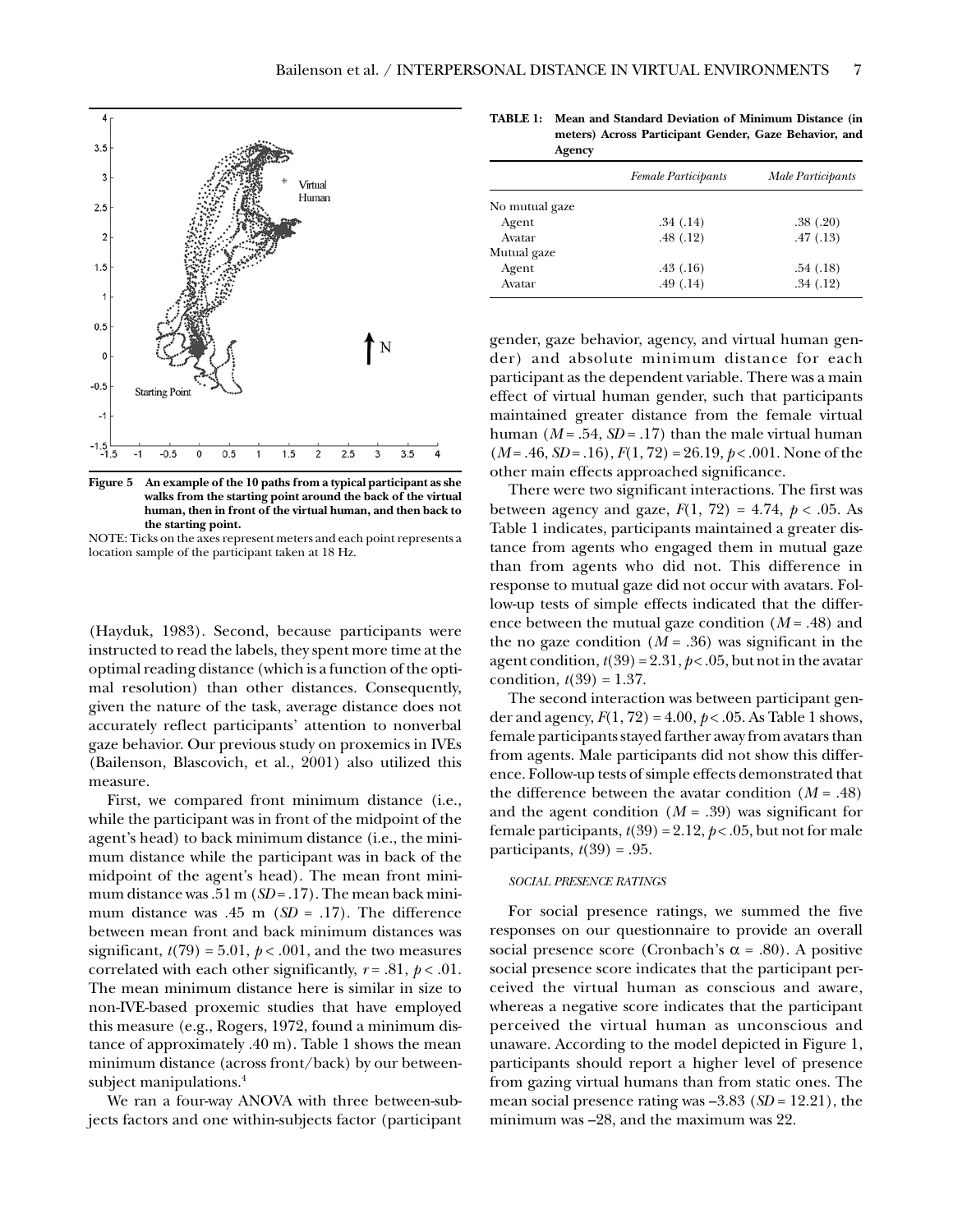**Figure 5** An example of the 10 paths from a typical participant as she walks from the starting point around the back of the virtual human, then in front of the virtual human, and then back to the starting point.

NOTE: Ticks on the axes represent meters and each point represents a location sample of the participant taken at 18 Hz.

(Hayduk, 1983). Second, because participants were instructed to read the labels, they spent more time at the optimal reading distance (which is a function of the optimal resolution) than other distances. Consequently, given the nature of the task, average distance does not accurately reflect participants' attention to nonverbal gaze behavior. Our previous study on proxemics in IVEs (Bailenson, Blascovich, et al., 2001) also utilized this measure.

First, we compared front minimum distance (i.e., while the participant was in front of the midpoint of the agent's head) to back minimum distance (i.e., the minimum distance while the participant was in back of the midpoint of the agent's head). The mean front minimum distance was .51 m (*SD* = .17). The mean back minimum distance was .45 m (*SD* = .17). The difference between mean front and back minimum distances was significant, $t(79) = 5.01$, $p < .001$, and the two measures correlated with each other significantly, $r = .81$, $p < .01$. The mean minimum distance here is similar in size to non-IVE-based proxemic studies that have employed this measure (e.g., Rogers, 1972, found a minimum distance of approximately .40 m). Table 1 shows the mean minimum distance (across front/back) by our between-subject manipulations.[4]

We ran a four-way ANOVA with three between-subjects factors and one within-subjects factor (participant gender, gaze behavior, agency, and virtual human gender) and absolute minimum distance for each participant as the dependent variable. There was a main effect of virtual human gender, such that participants maintained greater distance from the female virtual human (*M* = .54, *SD* = .17) than the male virtual human (*M* = .46, *SD* = .16), $F(1, 72) = 26.19$, $p < .001$. None of the other main effects approached significance.

**TABLE 1: Mean and Standard Deviation of Minimum Distance (in meters) Across Participant Gender, Gaze Behavior, and Agency**

| | *Female Participants* | *Male Participants* |
|---|---|---|
| No mutual gaze | | |
| Agent | .34 (.14) | .38 (.20) |
| Avatar | .48 (.12) | .47 (.13) |
| Mutual gaze | | |
| Agent | .43 (.16) | .54 (.18) |
| Avatar | .49 (.14) | .34 (.12) |

There were two significant interactions. The first was between agency and gaze, $F(1, 72) = 4.74$, $p < .05$. As Table 1 indicates, participants maintained a greater distance from agents who engaged them in mutual gaze than from agents who did not. This difference in response to mutual gaze did not occur with avatars. Follow-up tests of simple effects indicated that the difference between the mutual gaze condition (*M* = .48) and the no gaze condition (*M* = .36) was significant in the agent condition, $t(39) = 2.31$, $p < .05$, but not in the avatar condition, $t(39) = 1.37$.

The second interaction was between participant gender and agency, $F(1, 72) = 4.00$, $p < .05$. As Table 1 shows, female participants stayed farther away from avatars than from agents. Male participants did not show this difference. Follow-up tests of simple effects demonstrated that the difference between the avatar condition (*M* = .48) and the agent condition (*M* = .39) was significant for female participants, $t(39) = 2.12$, $p < .05$, but not for male participants, $t(39) = .95$.

### SOCIAL PRESENCE RATINGS

For social presence ratings, we summed the five responses on our questionnaire to provide an overall social presence score (Cronbach's $\alpha = .80$). A positive social presence score indicates that the participant perceived the virtual human as conscious and aware, whereas a negative score indicates that the participant perceived the virtual human as unconscious and unaware. According to the model depicted in Figure 1, participants should report a higher level of presence from gazing virtual humans than from static ones. The mean social presence rating was –3.83 (*SD* = 12.21), the minimum was –28, and the maximum was 22.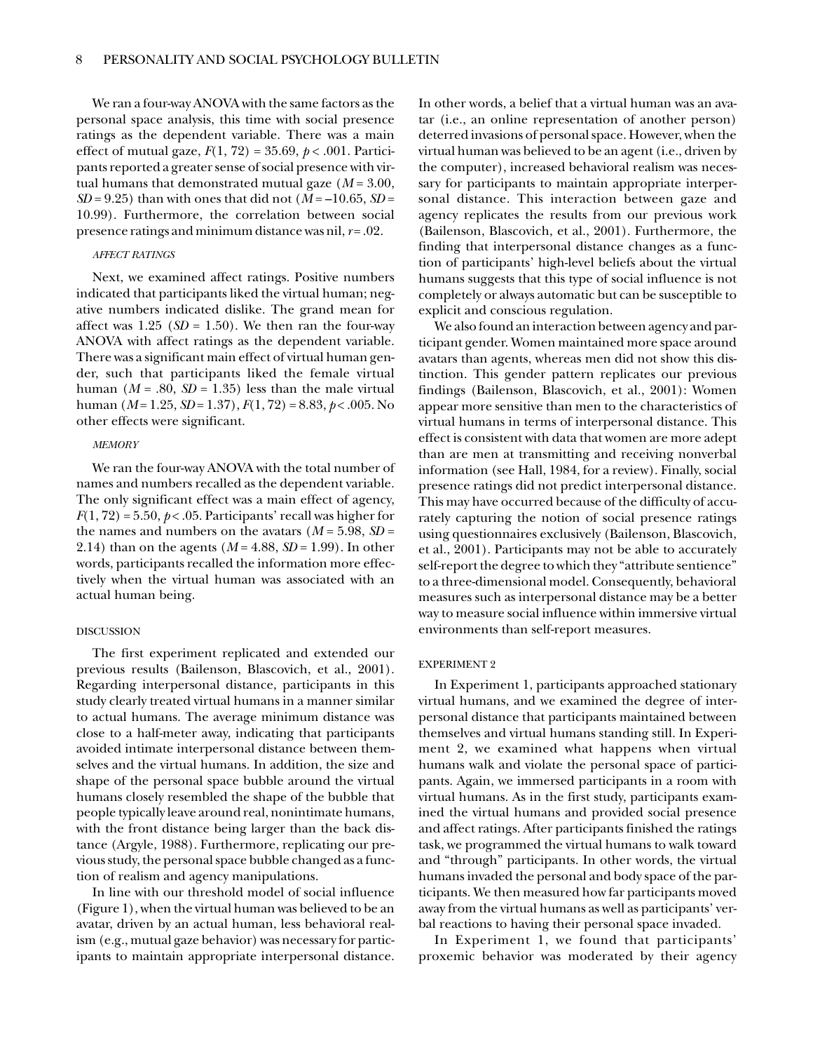We ran a four-way ANOVA with the same factors as the personal space analysis, this time with social presence ratings as the dependent variable. There was a main effect of mutual gaze, $F(1, 72) = 35.69$, $p < .001$. Participants reported a greater sense of social presence with virtual humans that demonstrated mutual gaze ($M = 3.00$, $SD = 9.25$) than with ones that did not ($M = -10.65$, $SD = 10.99$). Furthermore, the correlation between social presence ratings and minimum distance was nil, $r = .02$.

#### AFFECT RATINGS

Next, we examined affect ratings. Positive numbers indicated that participants liked the virtual human; negative numbers indicated dislike. The grand mean for affect was 1.25 ($SD = 1.50$). We then ran the four-way ANOVA with affect ratings as the dependent variable. There was a significant main effect of virtual human gender, such that participants liked the female virtual human ($M = .80$, $SD = 1.35$) less than the male virtual human ($M = 1.25$, $SD = 1.37$), $F(1, 72) = 8.83$, $p < .005$. No other effects were significant.

#### MEMORY

We ran the four-way ANOVA with the total number of names and numbers recalled as the dependent variable. The only significant effect was a main effect of agency, $F(1, 72) = 5.50$, $p < .05$. Participants' recall was higher for the names and numbers on the avatars ($M = 5.98$, $SD = 2.14$) than on the agents ($M = 4.88$, $SD = 1.99$). In other words, participants recalled the information more effectively when the virtual human was associated with an actual human being.

### DISCUSSION

The first experiment replicated and extended our previous results (Bailenson, Blascovich, et al., 2001). Regarding interpersonal distance, participants in this study clearly treated virtual humans in a manner similar to actual humans. The average minimum distance was close to a half-meter away, indicating that participants avoided intimate interpersonal distance between themselves and the virtual humans. In addition, the size and shape of the personal space bubble around the virtual humans closely resembled the shape of the bubble that people typically leave around real, nonintimate humans, with the front distance being larger than the back distance (Argyle, 1988). Furthermore, replicating our previous study, the personal space bubble changed as a function of realism and agency manipulations.

In line with our threshold model of social influence (Figure 1), when the virtual human was believed to be an avatar, driven by an actual human, less behavioral realism (e.g., mutual gaze behavior) was necessary for participants to maintain appropriate interpersonal distance. In other words, a belief that a virtual human was an avatar (i.e., an online representation of another person) deterred invasions of personal space. However, when the virtual human was believed to be an agent (i.e., driven by the computer), increased behavioral realism was necessary for participants to maintain appropriate interpersonal distance. This interaction between gaze and agency replicates the results from our previous work (Bailenson, Blascovich, et al., 2001). Furthermore, the finding that interpersonal distance changes as a function of participants' high-level beliefs about the virtual humans suggests that this type of social influence is not completely or always automatic but can be susceptible to explicit and conscious regulation.

We also found an interaction between agency and participant gender. Women maintained more space around avatars than agents, whereas men did not show this distinction. This gender pattern replicates our previous findings (Bailenson, Blascovich, et al., 2001): Women appear more sensitive than men to the characteristics of virtual humans in terms of interpersonal distance. This effect is consistent with data that women are more adept than are men at transmitting and receiving nonverbal information (see Hall, 1984, for a review). Finally, social presence ratings did not predict interpersonal distance. This may have occurred because of the difficulty of accurately capturing the notion of social presence ratings using questionnaires exclusively (Bailenson, Blascovich, et al., 2001). Participants may not be able to accurately self-report the degree to which they "attribute sentience" to a three-dimensional model. Consequently, behavioral measures such as interpersonal distance may be a better way to measure social influence within immersive virtual environments than self-report measures.

### EXPERIMENT 2

In Experiment 1, participants approached stationary virtual humans, and we examined the degree of interpersonal distance that participants maintained between themselves and virtual humans standing still. In Experiment 2, we examined what happens when virtual humans walk and violate the personal space of participants. Again, we immersed participants in a room with virtual humans. As in the first study, participants examined the virtual humans and provided social presence and affect ratings. After participants finished the ratings task, we programmed the virtual humans to walk toward and "through" participants. In other words, the virtual humans invaded the personal and body space of the participants. We then measured how far participants moved away from the virtual humans as well as participants' verbal reactions to having their personal space invaded.

In Experiment 1, we found that participants' proxemic behavior was moderated by their agency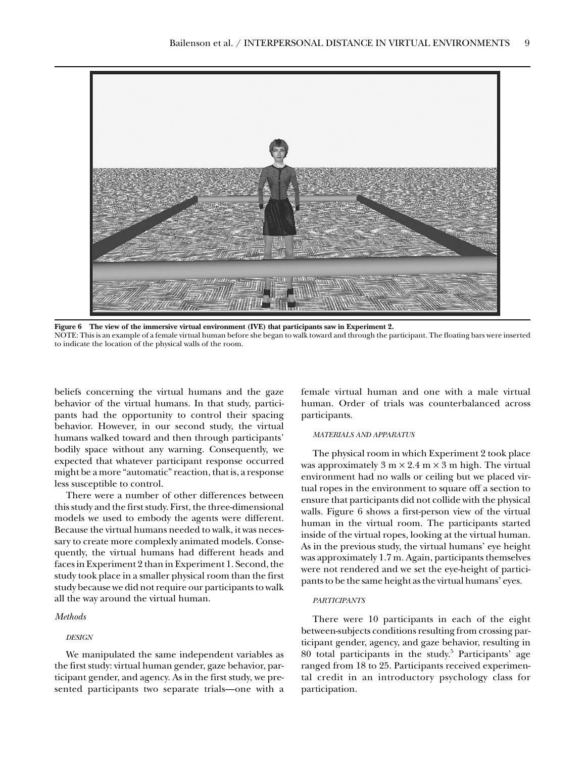**Figure 6 The view of the immersive virtual environment (IVE) that participants saw in Experiment 2.**

NOTE: This is an example of a female virtual human before she began to walk toward and through the participant. The floating bars were inserted to indicate the location of the physical walls of the room.

beliefs concerning the virtual humans and the gaze behavior of the virtual humans. In that study, participants had the opportunity to control their spacing behavior. However, in our second study, the virtual humans walked toward and then through participants' bodily space without any warning. Consequently, we expected that whatever participant response occurred might be a more "automatic" reaction, that is, a response less susceptible to control.

There were a number of other differences between this study and the first study. First, the three-dimensional models we used to embody the agents were different. Because the virtual humans needed to walk, it was necessary to create more complexly animated models. Consequently, the virtual humans had different heads and faces in Experiment 2 than in Experiment 1. Second, the study took place in a smaller physical room than the first study because we did not require our participants to walk all the way around the virtual human.

## *Methods*

### DESIGN

We manipulated the same independent variables as the first study: virtual human gender, gaze behavior, participant gender, and agency. As in the first study, we presented participants two separate trials—one with a female virtual human and one with a male virtual human. Order of trials was counterbalanced across participants.

### MATERIALS AND APPARATUS

The physical room in which Experiment 2 took place was approximately 3 m × 2.4 m × 3 m high. The virtual environment had no walls or ceiling but we placed virtual ropes in the environment to square off a section to ensure that participants did not collide with the physical walls. Figure 6 shows a first-person view of the virtual human in the virtual room. The participants started inside of the virtual ropes, looking at the virtual human. As in the previous study, the virtual humans' eye height was approximately 1.7 m. Again, participants themselves were not rendered and we set the eye-height of participants to be the same height as the virtual humans' eyes.

### PARTICIPANTS

There were 10 participants in each of the eight between-subjects conditions resulting from crossing participant gender, agency, and gaze behavior, resulting in 80 total participants in the study.[5] Participants' age ranged from 18 to 25. Participants received experimental credit in an introductory psychology class for participation.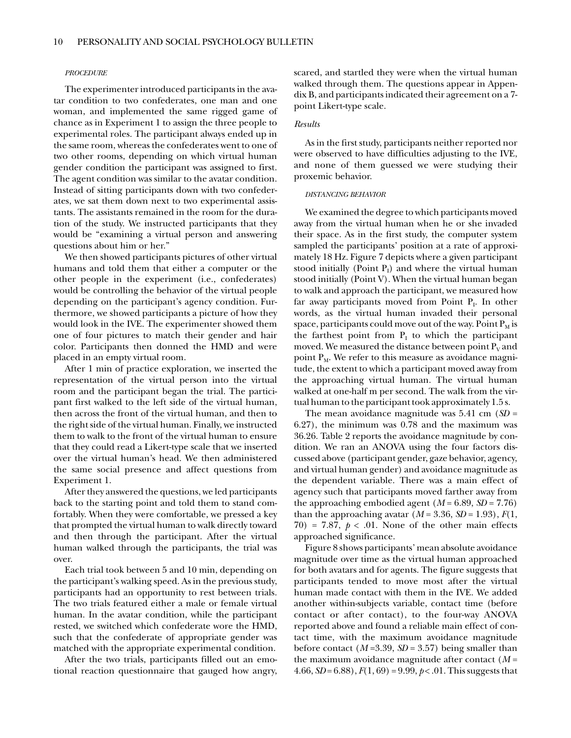#### PROCEDURE

The experimenter introduced participants in the avatar condition to two confederates, one man and one woman, and implemented the same rigged game of chance as in Experiment 1 to assign the three people to experimental roles. The participant always ended up in the same room, whereas the confederates went to one of two other rooms, depending on which virtual human gender condition the participant was assigned to first. The agent condition was similar to the avatar condition. Instead of sitting participants down with two confederates, we sat them down next to two experimental assistants. The assistants remained in the room for the duration of the study. We instructed participants that they would be "examining a virtual person and answering questions about him or her."

We then showed participants pictures of other virtual humans and told them that either a computer or the other people in the experiment (i.e., confederates) would be controlling the behavior of the virtual people depending on the participant's agency condition. Furthermore, we showed participants a picture of how they would look in the IVE. The experimenter showed them one of four pictures to match their gender and hair color. Participants then donned the HMD and were placed in an empty virtual room.

After 1 min of practice exploration, we inserted the representation of the virtual person into the virtual room and the participant began the trial. The participant first walked to the left side of the virtual human, then across the front of the virtual human, and then to the right side of the virtual human. Finally, we instructed them to walk to the front of the virtual human to ensure that they could read a Likert-type scale that we inserted over the virtual human's head. We then administered the same social presence and affect questions from Experiment 1.

After they answered the questions, we led participants back to the starting point and told them to stand comfortably. When they were comfortable, we pressed a key that prompted the virtual human to walk directly toward and then through the participant. After the virtual human walked through the participants, the trial was over.

Each trial took between 5 and 10 min, depending on the participant's walking speed. As in the previous study, participants had an opportunity to rest between trials. The two trials featured either a male or female virtual human. In the avatar condition, while the participant rested, we switched which confederate wore the HMD, such that the confederate of appropriate gender was matched with the appropriate experimental condition.

After the two trials, participants filled out an emotional reaction questionnaire that gauged how angry, scared, and startled they were when the virtual human walked through them. The questions appear in Appendix B, and participants indicated their agreement on a 7-point Likert-type scale.

### *Results*

As in the first study, participants neither reported nor were observed to have difficulties adjusting to the IVE, and none of them guessed we were studying their proxemic behavior.

#### DISTANCING BEHAVIOR

We examined the degree to which participants moved away from the virtual human when he or she invaded their space. As in the first study, the computer system sampled the participants' position at a rate of approximately 18 Hz. Figure 7 depicts where a given participant stood initially (Point $P_I$) and where the virtual human stood initially (Point V). When the virtual human began to walk and approach the participant, we measured how far away participants moved from Point $P_I$. In other words, as the virtual human invaded their personal space, participants could move out of the way. Point $P_M$ is the farthest point from $P_I$ to which the participant moved. We measured the distance between point $P_V$ and point $P_M$. We refer to this measure as avoidance magnitude, the extent to which a participant moved away from the approaching virtual human. The virtual human walked at one-half m per second. The walk from the virtual human to the participant took approximately 1.5 s.

The mean avoidance magnitude was 5.41 cm ($SD$ = 6.27), the minimum was 0.78 and the maximum was 36.26. Table 2 reports the avoidance magnitude by condition. We ran an ANOVA using the four factors discussed above (participant gender, gaze behavior, agency, and virtual human gender) and avoidance magnitude as the dependent variable. There was a main effect of agency such that participants moved farther away from the approaching embodied agent ($M$ = 6.89, $SD$ = 7.76) than the approaching avatar ($M$ = 3.36, $SD$ = 1.93), $F(1, 70) = 7.87$, $p < .01$. None of the other main effects approached significance.

Figure 8 shows participants' mean absolute avoidance magnitude over time as the virtual human approached for both avatars and for agents. The figure suggests that participants tended to move most after the virtual human made contact with them in the IVE. We added another within-subjects variable, contact time (before contact or after contact), to the four-way ANOVA reported above and found a reliable main effect of contact time, with the maximum avoidance magnitude before contact ($M$ =3.39, $SD$ = 3.57) being smaller than the maximum avoidance magnitude after contact ($M$ = 4.66, $SD$ = 6.88), $F(1, 69) = 9.99$, $p < .01$. This suggests that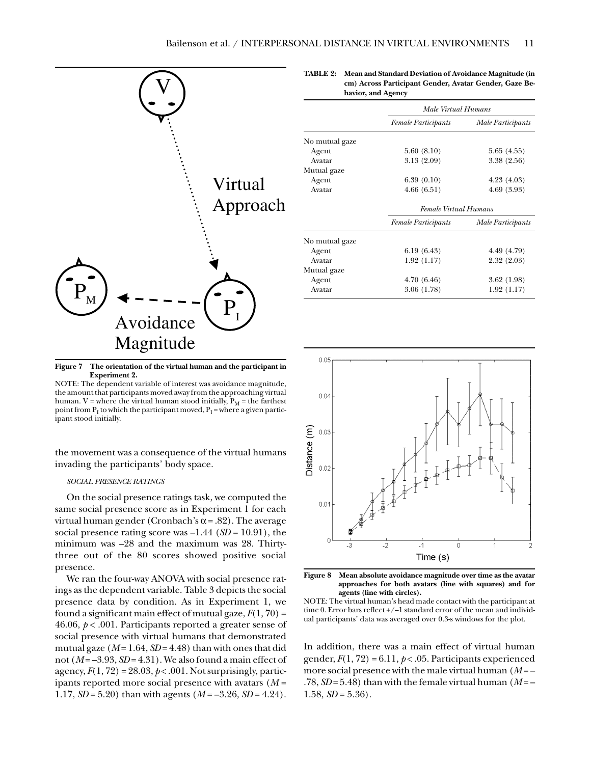**Figure 7 The orientation of the virtual human and the participant in Experiment 2.**

NOTE: The dependent variable of interest was avoidance magnitude, the amount that participants moved away from the approaching virtual human. V = where the virtual human stood initially, $P_M$ = the farthest point from $P_I$ to which the participant moved, $P_I$ = where a given participant stood initially.

the movement was a consequence of the virtual humans invading the participants' body space.

*SOCIAL PRESENCE RATINGS*

On the social presence ratings task, we computed the same social presence score as in Experiment 1 for each virtual human gender (Cronbach's $\alpha = .82$). The average social presence rating score was –1.44 ($SD = 10.91$), the minimum was –28 and the maximum was 28. Thirty-three out of the 80 scores showed positive social presence.

We ran the four-way ANOVA with social presence ratings as the dependent variable. Table 3 depicts the social presence data by condition. As in Experiment 1, we found a significant main effect of mutual gaze, $F(1, 70) = 46.06$, $p < .001$. Participants reported a greater sense of social presence with virtual humans that demonstrated mutual gaze ($M = 1.64$, $SD = 4.48$) than with ones that did not ($M = –3.93$, $SD = 4.31$). We also found a main effect of agency, $F(1, 72) = 28.03$, $p < .001$. Not surprisingly, participants reported more social presence with avatars ($M = 1.17$, $SD = 5.20$) than with agents ($M = –3.26$, $SD = 4.24$).

**TABLE 2: Mean and Standard Deviation of Avoidance Magnitude (in cm) Across Participant Gender, Avatar Gender, Gaze Behavior, and Agency**

| | *Male Virtual Humans* | |
|---|---|---|
| | *Female Participants* | *Male Participants* |
| No mutual gaze | | |
| Agent | 5.60 (8.10) | 5.65 (4.55) |
| Avatar | 3.13 (2.09) | 3.38 (2.56) |
| Mutual gaze | | |
| Agent | 6.39 (0.10) | 4.23 (4.03) |
| Avatar | 4.66 (6.51) | 4.69 (3.93) |
| | *Female Virtual Humans* | |
| | *Female Participants* | *Male Participants* |
| No mutual gaze | | |
| Agent | 6.19 (6.43) | 4.49 (4.79) |
| Avatar | 1.92 (1.17) | 2.32 (2.03) |
| Mutual gaze | | |
| Agent | 4.70 (6.46) | 3.62 (1.98) |
| Avatar | 3.06 (1.78) | 1.92 (1.17) |

**Figure 8 Mean absolute avoidance magnitude over time as the avatar approaches for both avatars (line with squares) and for agents (line with circles).**

NOTE: The virtual human's head made contact with the participant at time 0. Error bars reflect +/–1 standard error of the mean and individual participants' data was averaged over 0.3-s windows for the plot.

In addition, there was a main effect of virtual human gender, $F(1, 72) = 6.11$, $p < .05$. Participants experienced more social presence with the male virtual human ($M = –.78$, $SD = 5.48$) than with the female virtual human ($M = –1.58$, $SD = 5.36$).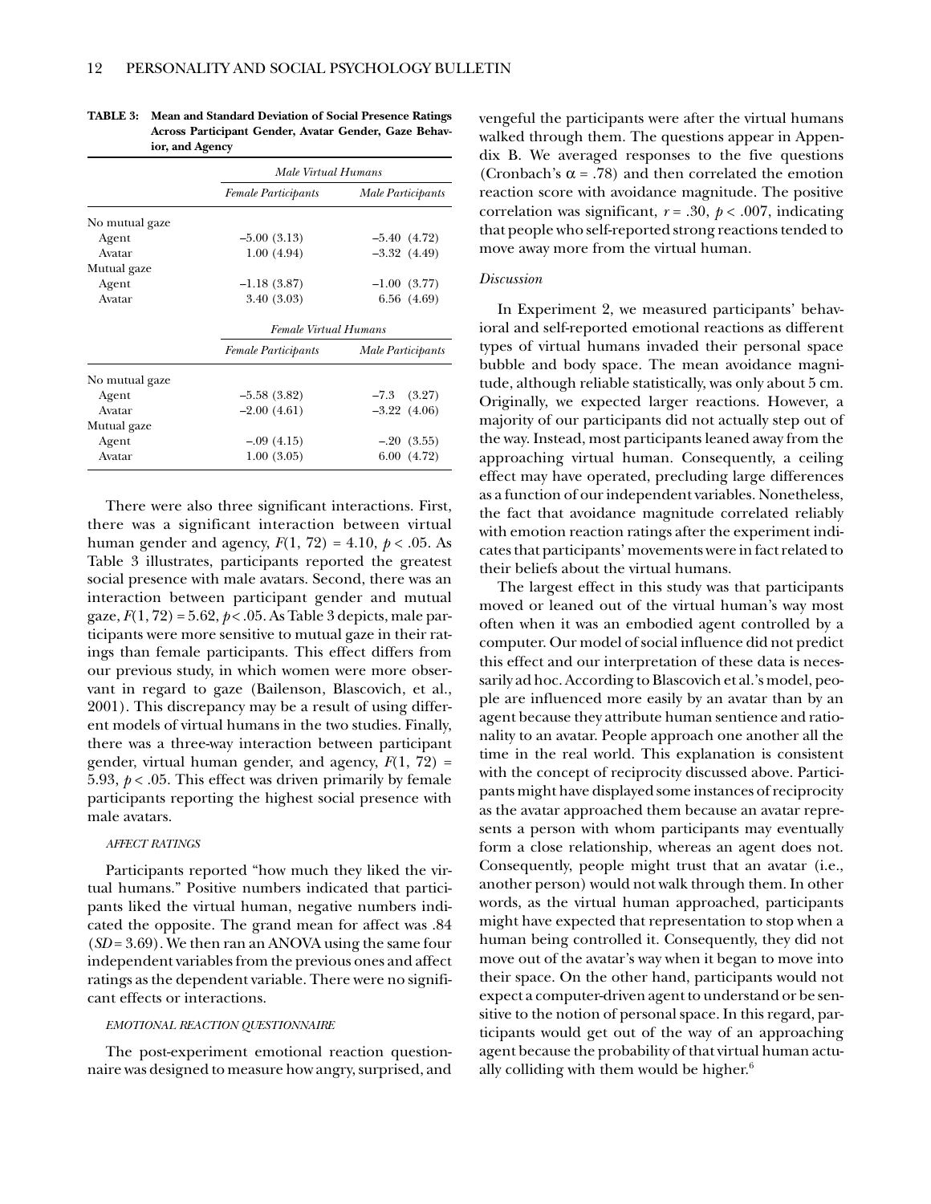**TABLE 3: Mean and Standard Deviation of Social Presence Ratings Across Participant Gender, Avatar Gender, Gaze Behavior, and Agency**

| | *Male Virtual Humans* | |
|---|---|---|
| | *Female Participants* | *Male Participants* |
| No mutual gaze | | |
| Agent | –5.00 (3.13) | –5.40 (4.72) |
| Avatar | 1.00 (4.94) | –3.32 (4.49) |
| Mutual gaze | | |
| Agent | –1.18 (3.87) | –1.00 (3.77) |
| Avatar | 3.40 (3.03) | 6.56 (4.69) |
| | *Female Virtual Humans* | |
| | *Female Participants* | *Male Participants* |
| No mutual gaze | | |
| Agent | –5.58 (3.82) | –7.3 (3.27) |
| Avatar | –2.00 (4.61) | –3.22 (4.06) |
| Mutual gaze | | |
| Agent | –.09 (4.15) | –.20 (3.55) |
| Avatar | 1.00 (3.05) | 6.00 (4.72) |

There were also three significant interactions. First, there was a significant interaction between virtual human gender and agency, $F(1, 72) = 4.10$, $p < .05$. As Table 3 illustrates, participants reported the greatest social presence with male avatars. Second, there was an interaction between participant gender and mutual gaze, $F(1, 72) = 5.62$, $p < .05$. As Table 3 depicts, male participants were more sensitive to mutual gaze in their ratings than female participants. This effect differs from our previous study, in which women were more observant in regard to gaze (Bailenson, Blascovich, et al., 2001). This discrepancy may be a result of using different models of virtual humans in the two studies. Finally, there was a three-way interaction between participant gender, virtual human gender, and agency, $F(1, 72) = 5.93$, $p < .05$. This effect was driven primarily by female participants reporting the highest social presence with male avatars.

#### AFFECT RATINGS

Participants reported "how much they liked the virtual humans." Positive numbers indicated that participants liked the virtual human, negative numbers indicated the opposite. The grand mean for affect was .84 ($SD$ = 3.69). We then ran an ANOVA using the same four independent variables from the previous ones and affect ratings as the dependent variable. There were no significant effects or interactions.

#### EMOTIONAL REACTION QUESTIONNAIRE

The post-experiment emotional reaction questionnaire was designed to measure how angry, surprised, and vengeful the participants were after the virtual humans walked through them. The questions appear in Appendix B. We averaged responses to the five questions (Cronbach's $\alpha = .78$) and then correlated the emotion reaction score with avoidance magnitude. The positive correlation was significant, $r = .30$, $p < .007$, indicating that people who self-reported strong reactions tended to move away more from the virtual human.

### *Discussion*

In Experiment 2, we measured participants' behavioral and self-reported emotional reactions as different types of virtual humans invaded their personal space bubble and body space. The mean avoidance magnitude, although reliable statistically, was only about 5 cm. Originally, we expected larger reactions. However, a majority of our participants did not actually step out of the way. Instead, most participants leaned away from the approaching virtual human. Consequently, a ceiling effect may have operated, precluding large differences as a function of our independent variables. Nonetheless, the fact that avoidance magnitude correlated reliably with emotion reaction ratings after the experiment indicates that participants' movements were in fact related to their beliefs about the virtual humans.

The largest effect in this study was that participants moved or leaned out of the virtual human's way most often when it was an embodied agent controlled by a computer. Our model of social influence did not predict this effect and our interpretation of these data is necessarily ad hoc. According to Blascovich et al.'s model, people are influenced more easily by an avatar than by an agent because they attribute human sentience and rationality to an avatar. People approach one another all the time in the real world. This explanation is consistent with the concept of reciprocity discussed above. Participants might have displayed some instances of reciprocity as the avatar approached them because an avatar represents a person with whom participants may eventually form a close relationship, whereas an agent does not. Consequently, people might trust that an avatar (i.e., another person) would not walk through them. In other words, as the virtual human approached, participants might have expected that representation to stop when a human being controlled it. Consequently, they did not move out of the avatar's way when it began to move into their space. On the other hand, participants would not expect a computer-driven agent to understand or be sensitive to the notion of personal space. In this regard, participants would get out of the way of an approaching agent because the probability of that virtual human actually colliding with them would be higher.[6]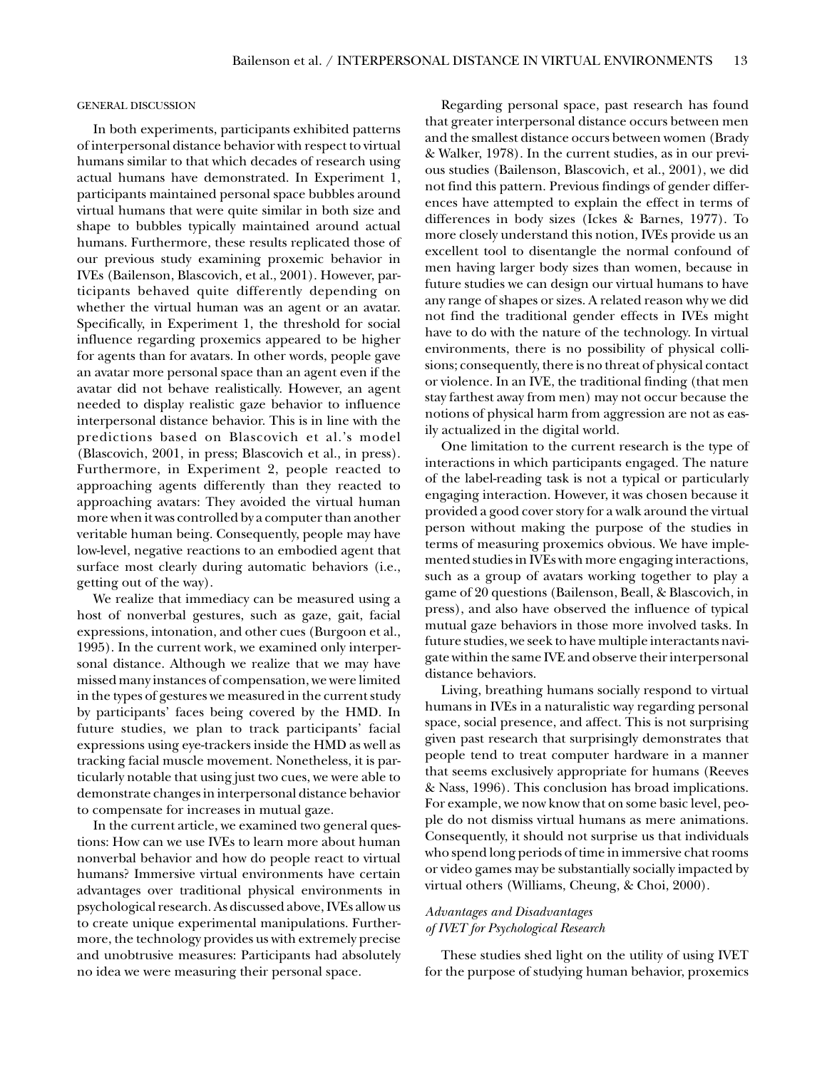## GENERAL DISCUSSION

In both experiments, participants exhibited patterns of interpersonal distance behavior with respect to virtual humans similar to that which decades of research using actual humans have demonstrated. In Experiment 1, participants maintained personal space bubbles around virtual humans that were quite similar in both size and shape to bubbles typically maintained around actual humans. Furthermore, these results replicated those of our previous study examining proxemic behavior in IVEs (Bailenson, Blascovich, et al., 2001). However, participants behaved quite differently depending on whether the virtual human was an agent or an avatar. Specifically, in Experiment 1, the threshold for social influence regarding proxemics appeared to be higher for agents than for avatars. In other words, people gave an avatar more personal space than an agent even if the avatar did not behave realistically. However, an agent needed to display realistic gaze behavior to influence interpersonal distance behavior. This is in line with the predictions based on Blascovich et al.'s model (Blascovich, 2001, in press; Blascovich et al., in press). Furthermore, in Experiment 2, people reacted to approaching agents differently than they reacted to approaching avatars: They avoided the virtual human more when it was controlled by a computer than another veritable human being. Consequently, people may have low-level, negative reactions to an embodied agent that surface most clearly during automatic behaviors (i.e., getting out of the way).

We realize that immediacy can be measured using a host of nonverbal gestures, such as gaze, gait, facial expressions, intonation, and other cues (Burgoon et al., 1995). In the current work, we examined only interpersonal distance. Although we realize that we may have missed many instances of compensation, we were limited in the types of gestures we measured in the current study by participants' faces being covered by the HMD. In future studies, we plan to track participants' facial expressions using eye-trackers inside the HMD as well as tracking facial muscle movement. Nonetheless, it is particularly notable that using just two cues, we were able to demonstrate changes in interpersonal distance behavior to compensate for increases in mutual gaze.

In the current article, we examined two general questions: How can we use IVEs to learn more about human nonverbal behavior and how do people react to virtual humans? Immersive virtual environments have certain advantages over traditional physical environments in psychological research. As discussed above, IVEs allow us to create unique experimental manipulations. Furthermore, the technology provides us with extremely precise and unobtrusive measures: Participants had absolutely no idea we were measuring their personal space.

Regarding personal space, past research has found that greater interpersonal distance occurs between men and the smallest distance occurs between women (Brady & Walker, 1978). In the current studies, as in our previous studies (Bailenson, Blascovich, et al., 2001), we did not find this pattern. Previous findings of gender differences have attempted to explain the effect in terms of differences in body sizes (Ickes & Barnes, 1977). To more closely understand this notion, IVEs provide us an excellent tool to disentangle the normal confound of men having larger body sizes than women, because in future studies we can design our virtual humans to have any range of shapes or sizes. A related reason why we did not find the traditional gender effects in IVEs might have to do with the nature of the technology. In virtual environments, there is no possibility of physical collisions; consequently, there is no threat of physical contact or violence. In an IVE, the traditional finding (that men stay farthest away from men) may not occur because the notions of physical harm from aggression are not as easily actualized in the digital world.

One limitation to the current research is the type of interactions in which participants engaged. The nature of the label-reading task is not a typical or particularly engaging interaction. However, it was chosen because it provided a good cover story for a walk around the virtual person without making the purpose of the studies in terms of measuring proxemics obvious. We have implemented studies in IVEs with more engaging interactions, such as a group of avatars working together to play a game of 20 questions (Bailenson, Beall, & Blascovich, in press), and also have observed the influence of typical mutual gaze behaviors in those more involved tasks. In future studies, we seek to have multiple interactants navigate within the same IVE and observe their interpersonal distance behaviors.

Living, breathing humans socially respond to virtual humans in IVEs in a naturalistic way regarding personal space, social presence, and affect. This is not surprising given past research that surprisingly demonstrates that people tend to treat computer hardware in a manner that seems exclusively appropriate for humans (Reeves & Nass, 1996). This conclusion has broad implications. For example, we now know that on some basic level, people do not dismiss virtual humans as mere animations. Consequently, it should not surprise us that individuals who spend long periods of time in immersive chat rooms or video games may be substantially socially impacted by virtual others (Williams, Cheung, & Choi, 2000).

### *Advantages and Disadvantages of IVET for Psychological Research*

These studies shed light on the utility of using IVET for the purpose of studying human behavior, proxemics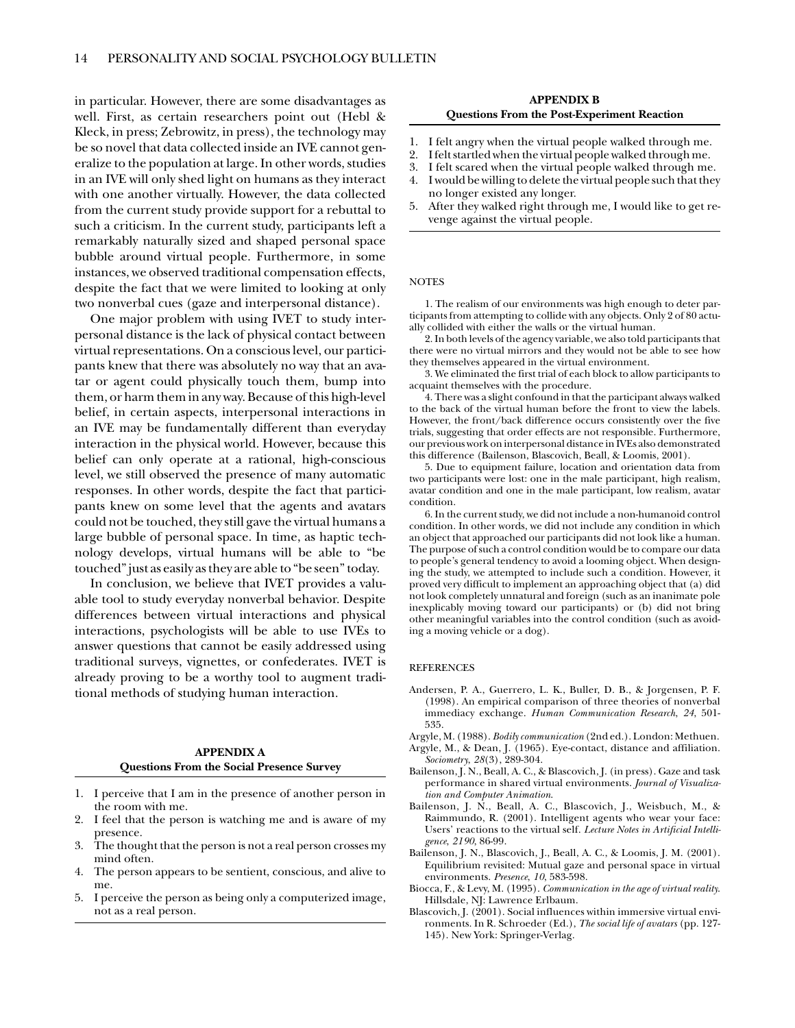in particular. However, there are some disadvantages as well. First, as certain researchers point out (Hebl & Kleck, in press; Zebrowitz, in press), the technology may be so novel that data collected inside an IVE cannot generalize to the population at large. In other words, studies in an IVE will only shed light on humans as they interact with one another virtually. However, the data collected from the current study provide support for a rebuttal to such a criticism. In the current study, participants left a remarkably naturally sized and shaped personal space bubble around virtual people. Furthermore, in some instances, we observed traditional compensation effects, despite the fact that we were limited to looking at only two nonverbal cues (gaze and interpersonal distance).

One major problem with using IVET to study interpersonal distance is the lack of physical contact between virtual representations. On a conscious level, our participants knew that there was absolutely no way that an avatar or agent could physically touch them, bump into them, or harm them in any way. Because of this high-level belief, in certain aspects, interpersonal interactions in an IVE may be fundamentally different than everyday interaction in the physical world. However, because this belief can only operate at a rational, high-conscious level, we still observed the presence of many automatic responses. In other words, despite the fact that participants knew on some level that the agents and avatars could not be touched, they still gave the virtual humans a large bubble of personal space. In time, as haptic technology develops, virtual humans will be able to "be touched" just as easily as they are able to "be seen" today.

In conclusion, we believe that IVET provides a valuable tool to study everyday nonverbal behavior. Despite differences between virtual interactions and physical interactions, psychologists will be able to use IVEs to answer questions that cannot be easily addressed using traditional surveys, vignettes, or confederates. IVET is already proving to be a worthy tool to augment traditional methods of studying human interaction.

## APPENDIX A
### Questions From the Social Presence Survey

1. I perceive that I am in the presence of another person in the room with me.
2. I feel that the person is watching me and is aware of my presence.
3. The thought that the person is not a real person crosses my mind often.
4. The person appears to be sentient, conscious, and alive to me.
5. I perceive the person as being only a computerized image, not as a real person.

## APPENDIX B
### Questions From the Post-Experiment Reaction

1. I felt angry when the virtual people walked through me.
2. I felt startled when the virtual people walked through me.
3. I felt scared when the virtual people walked through me.
4. I would be willing to delete the virtual people such that they no longer existed any longer.
5. After they walked right through me, I would like to get revenge against the virtual people.

## NOTES

1. The realism of our environments was high enough to deter participants from attempting to collide with any objects. Only 2 of 80 actually collided with either the walls or the virtual human.

2. In both levels of the agency variable, we also told participants that there were no virtual mirrors and they would not be able to see how they themselves appeared in the virtual environment.

3. We eliminated the first trial of each block to allow participants to acquaint themselves with the procedure.

4. There was a slight confound in that the participant always walked to the back of the virtual human before the front to view the labels. However, the front/back difference occurs consistently over the five trials, suggesting that order effects are not responsible. Furthermore, our previous work on interpersonal distance in IVEs also demonstrated this difference (Bailenson, Blascovich, Beall, & Loomis, 2001).

5. Due to equipment failure, location and orientation data from two participants were lost: one in the male participant, high realism, avatar condition and one in the male participant, low realism, avatar condition.

6. In the current study, we did not include a non-humanoid control condition. In other words, we did not include any condition in which an object that approached our participants did not look like a human. The purpose of such a control condition would be to compare our data to people's general tendency to avoid a looming object. When designing the study, we attempted to include such a condition. However, it proved very difficult to implement an approaching object that (a) did not look completely unnatural and foreign (such as an inanimate pole inexplicably moving toward our participants) or (b) did not bring other meaningful variables into the control condition (such as avoiding a moving vehicle or a dog).

## REFERENCES

Andersen, P. A., Guerrero, L. K., Buller, D. B., & Jorgensen, P. F. (1998). An empirical comparison of three theories of nonverbal immediacy exchange. *Human Communication Research*, *24*, 501-535.

Argyle, M. (1988). *Bodily communication* (2nd ed.). London: Methuen.

Argyle, M., & Dean, J. (1965). Eye-contact, distance and affiliation. *Sociometry*, *28*(3), 289-304.

Bailenson, J. N., Beall, A. C., & Blascovich, J. (in press). Gaze and task performance in shared virtual environments. *Journal of Visualization and Computer Animation*.

Bailenson, J. N., Beall, A. C., Blascovich, J., Weisbuch, M., & Raimmundo, R. (2001). Intelligent agents who wear your face: Users' reactions to the virtual self. *Lecture Notes in Artificial Intelligence*, *2190*, 86-99.

Bailenson, J. N., Blascovich, J., Beall, A. C., & Loomis, J. M. (2001). Equilibrium revisited: Mutual gaze and personal space in virtual environments. *Presence*, *10*, 583-598.

Biocca, F., & Levy, M. (1995). *Communication in the age of virtual reality*. Hillsdale, NJ: Lawrence Erlbaum.

Blascovich, J. (2001). Social influences within immersive virtual environments. In R. Schroeder (Ed.), *The social life of avatars* (pp. 127-145). New York: Springer-Verlag.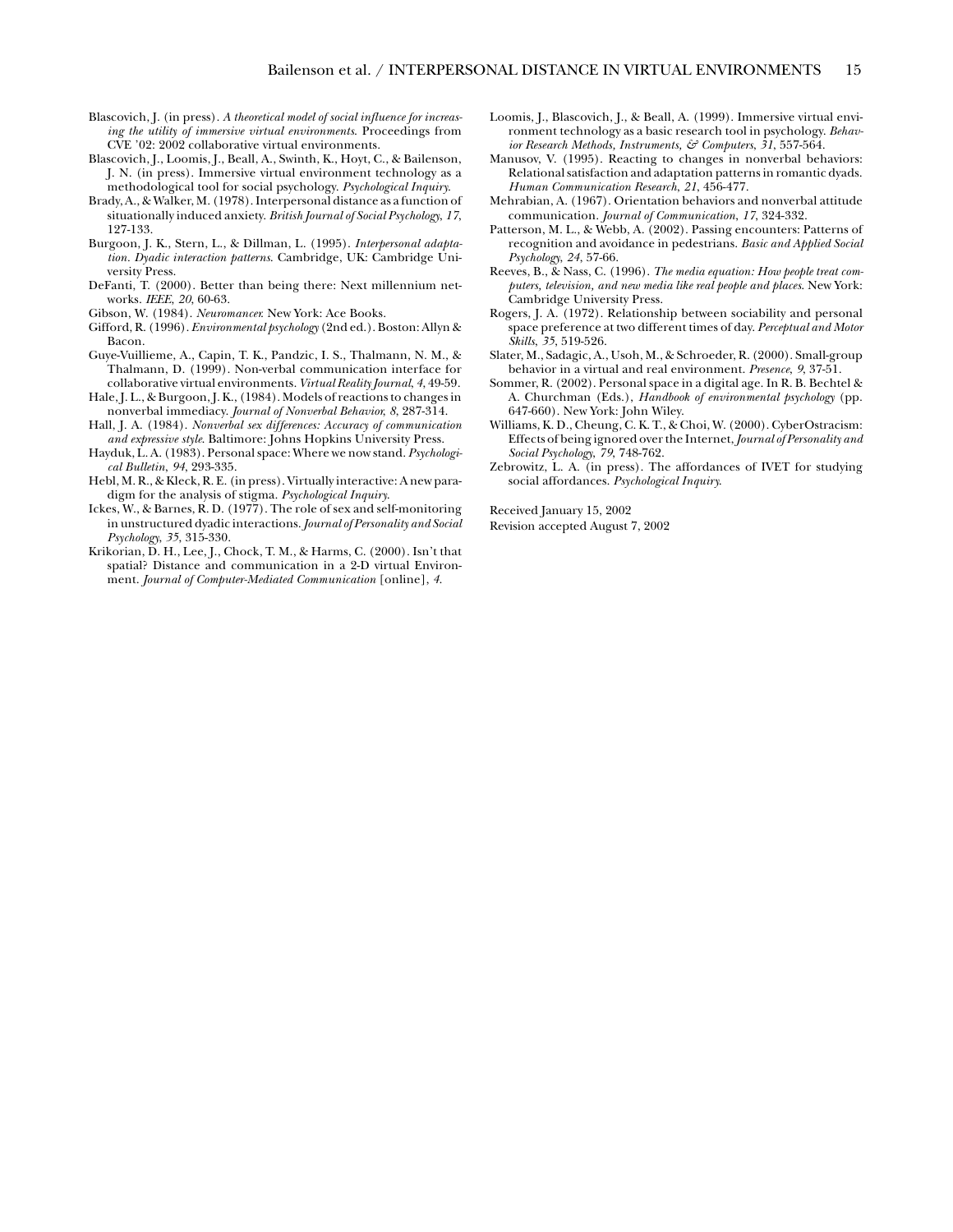Blascovich, J. (in press). *A theoretical model of social influence for increasing the utility of immersive virtual environments*. Proceedings from CVE '02: 2002 collaborative virtual environments.

Blascovich, J., Loomis, J., Beall, A., Swinth, K., Hoyt, C., & Bailenson, J. N. (in press). Immersive virtual environment technology as a methodological tool for social psychology. *Psychological Inquiry*.

Brady, A., & Walker, M. (1978). Interpersonal distance as a function of situationally induced anxiety. *British Journal of Social Psychology*, *17*, 127-133.

Burgoon, J. K., Stern, L., & Dillman, L. (1995). *Interpersonal adaptation. Dyadic interaction patterns*. Cambridge, UK: Cambridge University Press.

DeFanti, T. (2000). Better than being there: Next millennium networks. *IEEE*, *20*, 60-63.

Gibson, W. (1984). *Neuromancer.* New York: Ace Books.

Gifford, R. (1996). *Environmental psychology* (2nd ed.). Boston: Allyn & Bacon.

Guye-Vuillieme, A., Capin, T. K., Pandzic, I. S., Thalmann, N. M., & Thalmann, D. (1999). Non-verbal communication interface for collaborative virtual environments. *Virtual Reality Journal*, *4*, 49-59.

Hale, J. L., & Burgoon, J. K., (1984). Models of reactions to changes in nonverbal immediacy. *Journal of Nonverbal Behavior*, *8*, 287-314.

Hall, J. A. (1984). *Nonverbal sex differences: Accuracy of communication and expressive style*. Baltimore: Johns Hopkins University Press.

Hayduk, L. A. (1983). Personal space: Where we now stand. *Psychological Bulletin*, *94*, 293-335.

Hebl, M. R., & Kleck, R. E. (in press). Virtually interactive: A new paradigm for the analysis of stigma. *Psychological Inquiry*.

Ickes, W., & Barnes, R. D. (1977). The role of sex and self-monitoring in unstructured dyadic interactions. *Journal of Personality and Social Psychology*, *35*, 315-330.

Krikorian, D. H., Lee, J., Chock, T. M., & Harms, C. (2000). Isn't that spatial? Distance and communication in a 2-D virtual Environment. *Journal of Computer-Mediated Communication* [online], *4*.

Loomis, J., Blascovich, J., & Beall, A. (1999). Immersive virtual environment technology as a basic research tool in psychology. *Behavior Research Methods, Instruments, & Computers*, *31*, 557-564.

Manusov, V. (1995). Reacting to changes in nonverbal behaviors: Relational satisfaction and adaptation patterns in romantic dyads. *Human Communication Research*, *21*, 456-477.

Mehrabian, A. (1967). Orientation behaviors and nonverbal attitude communication. *Journal of Communication*, *17*, 324-332.

Patterson, M. L., & Webb, A. (2002). Passing encounters: Patterns of recognition and avoidance in pedestrians. *Basic and Applied Social Psychology*, *24*, 57-66.

Reeves, B., & Nass, C. (1996). *The media equation: How people treat computers, television, and new media like real people and places*. New York: Cambridge University Press.

Rogers, J. A. (1972). Relationship between sociability and personal space preference at two different times of day. *Perceptual and Motor Skills*, *35*, 519-526.

Slater, M., Sadagic, A., Usoh, M., & Schroeder, R. (2000). Small-group behavior in a virtual and real environment. *Presence*, *9*, 37-51.

Sommer, R. (2002). Personal space in a digital age. In R. B. Bechtel & A. Churchman (Eds.), *Handbook of environmental psychology* (pp. 647-660). New York: John Wiley.

Williams, K. D., Cheung, C. K. T., & Choi, W. (2000). CyberOstracism: Effects of being ignored over the Internet, *Journal of Personality and Social Psychology*, *79*, 748-762.

Zebrowitz, L. A. (in press). The affordances of IVET for studying social affordances. *Psychological Inquiry*.

Received January 15, 2002

Revision accepted August 7, 2002